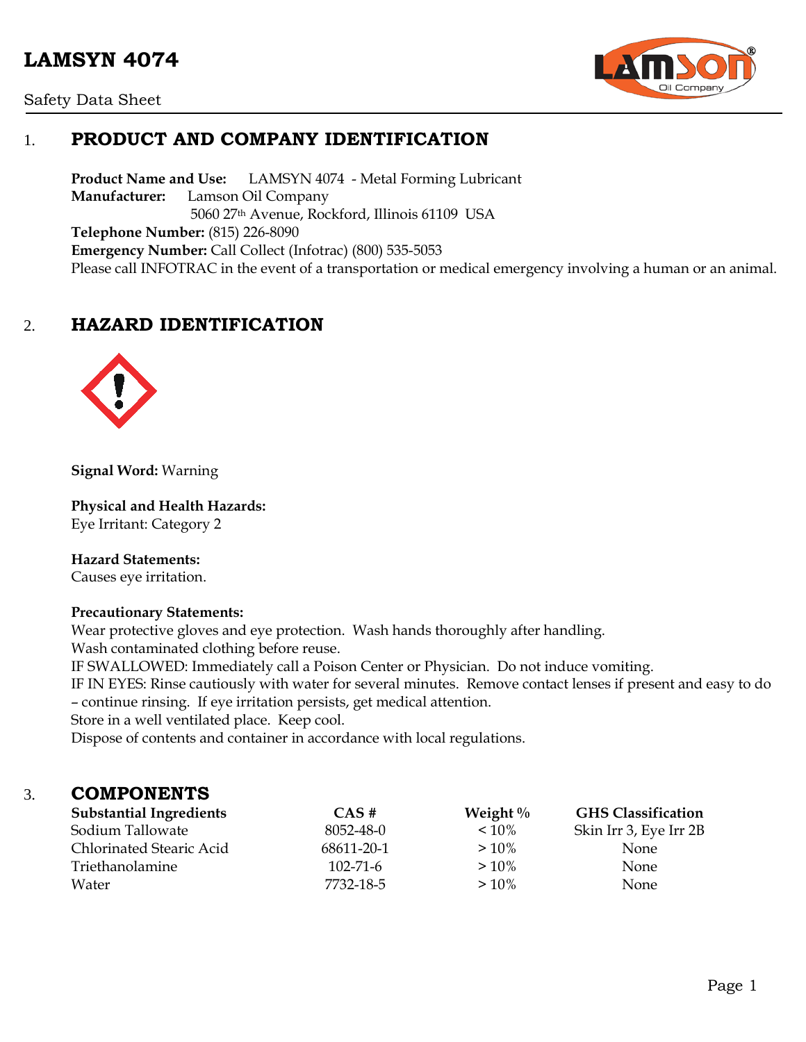# LAMSYN 4074

Safety Data Sheet

## 1. PRODUCT AND COMPANY IDENTIFICATION

**Product Name and Use:** LAMSYN 4074 - Metal Forming Lubricant
**Manufacturer:** Lamson Oil Company
5060 27th Avenue, Rockford, Illinois 61109 USA
**Telephone Number:** (815) 226-8090
**Emergency Number:** Call Collect (Infotrac) (800) 535-5053
Please call INFOTRAC in the event of a transportation or medical emergency involving a human or an animal.

## 2. HAZARD IDENTIFICATION

**Signal Word:** Warning

**Physical and Health Hazards:**
Eye Irritant: Category 2

**Hazard Statements:**
Causes eye irritation.

**Precautionary Statements:**
Wear protective gloves and eye protection. Wash hands thoroughly after handling.
Wash contaminated clothing before reuse.
IF SWALLOWED: Immediately call a Poison Center or Physician. Do not induce vomiting.
IF IN EYES: Rinse cautiously with water for several minutes. Remove contact lenses if present and easy to do – continue rinsing. If eye irritation persists, get medical attention.
Store in a well ventilated place. Keep cool.
Dispose of contents and container in accordance with local regulations.

## 3. COMPONENTS

| Substantial Ingredients | CAS # | Weight % | GHS Classification |
|---|---|---|---|
| Sodium Tallowate | 8052-48-0 | < 10% | Skin Irr 3, Eye Irr 2B |
| Chlorinated Stearic Acid | 68611-20-1 | > 10% | None |
| Triethanolamine | 102-71-6 | > 10% | None |
| Water | 7732-18-5 | > 10% | None |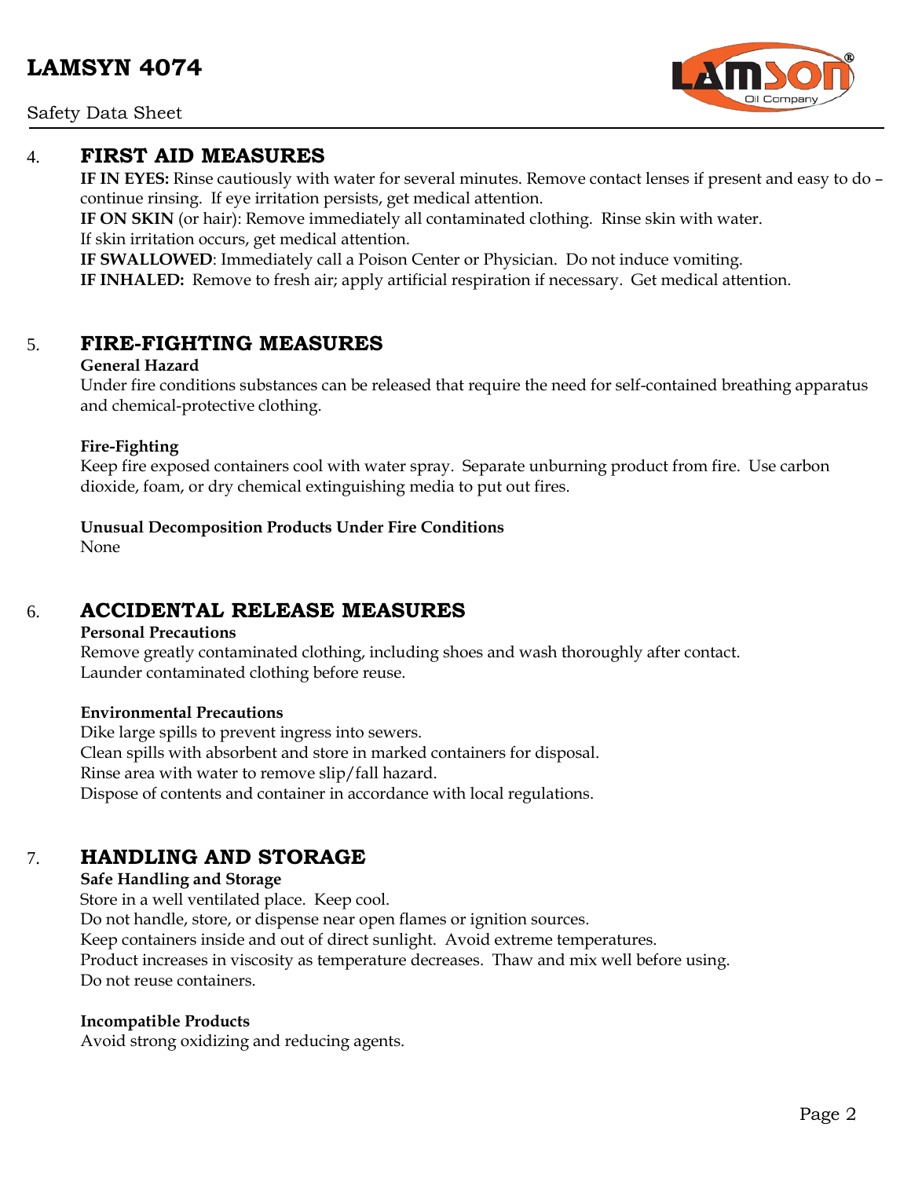## 4. FIRST AID MEASURES

**IF IN EYES:** Rinse cautiously with water for several minutes. Remove contact lenses if present and easy to do – continue rinsing. If eye irritation persists, get medical attention.
**IF ON SKIN** (or hair): Remove immediately all contaminated clothing. Rinse skin with water.
If skin irritation occurs, get medical attention.
**IF SWALLOWED**: Immediately call a Poison Center or Physician. Do not induce vomiting.
**IF INHALED:** Remove to fresh air; apply artificial respiration if necessary. Get medical attention.

## 5. FIRE-FIGHTING MEASURES

**General Hazard**
Under fire conditions substances can be released that require the need for self-contained breathing apparatus and chemical-protective clothing.

**Fire-Fighting**
Keep fire exposed containers cool with water spray. Separate unburning product from fire. Use carbon dioxide, foam, or dry chemical extinguishing media to put out fires.

**Unusual Decomposition Products Under Fire Conditions**
None

## 6. ACCIDENTAL RELEASE MEASURES

**Personal Precautions**
Remove greatly contaminated clothing, including shoes and wash thoroughly after contact.
Launder contaminated clothing before reuse.

**Environmental Precautions**
Dike large spills to prevent ingress into sewers.
Clean spills with absorbent and store in marked containers for disposal.
Rinse area with water to remove slip/fall hazard.
Dispose of contents and container in accordance with local regulations.

## 7. HANDLING AND STORAGE

**Safe Handling and Storage**
Store in a well ventilated place. Keep cool.
Do not handle, store, or dispense near open flames or ignition sources.
Keep containers inside and out of direct sunlight. Avoid extreme temperatures.
Product increases in viscosity as temperature decreases. Thaw and mix well before using.
Do not reuse containers.

**Incompatible Products**
Avoid strong oxidizing and reducing agents.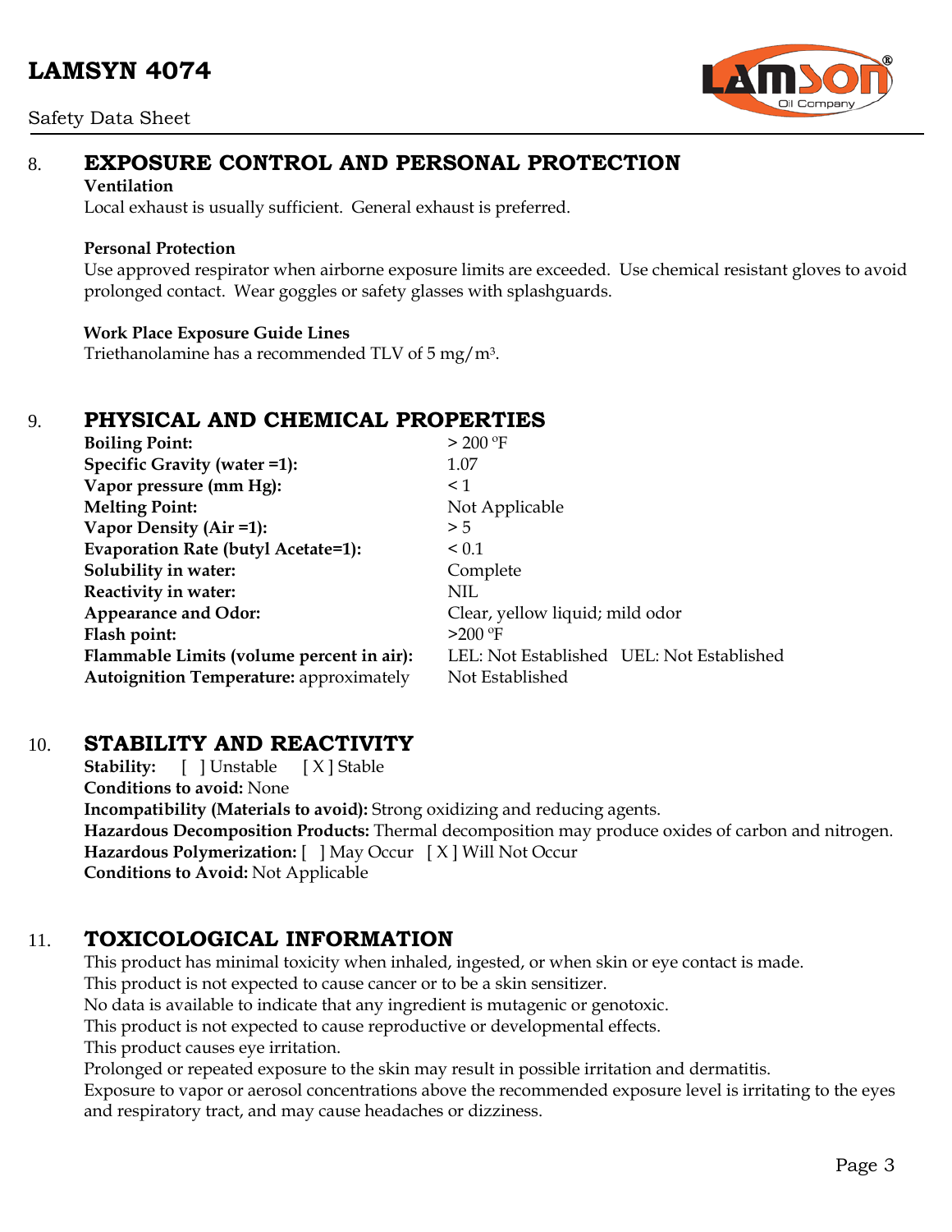## 8. EXPOSURE CONTROL AND PERSONAL PROTECTION

**Ventilation**

Local exhaust is usually sufficient. General exhaust is preferred.

**Personal Protection**

Use approved respirator when airborne exposure limits are exceeded. Use chemical resistant gloves to avoid prolonged contact. Wear goggles or safety glasses with splashguards.

**Work Place Exposure Guide Lines**

Triethanolamine has a recommended TLV of 5 mg/m$^3$.

## 9. PHYSICAL AND CHEMICAL PROPERTIES

| | |
|---|---|
| **Boiling Point:** | > 200 °F |
| **Specific Gravity (water =1):** | 1.07 |
| **Vapor pressure (mm Hg):** | < 1 |
| **Melting Point:** | Not Applicable |
| **Vapor Density (Air =1):** | > 5 |
| **Evaporation Rate (butyl Acetate=1):** | < 0.1 |
| **Solubility in water:** | Complete |
| **Reactivity in water:** | NIL |
| **Appearance and Odor:** | Clear, yellow liquid; mild odor |
| **Flash point:** | >200 °F |
| **Flammable Limits (volume percent in air):** | LEL: Not Established UEL: Not Established |
| **Autoignition Temperature:** approximately | Not Established |

## 10. STABILITY AND REACTIVITY

**Stability:** [ ] Unstable [ X ] Stable

**Conditions to avoid:** None

**Incompatibility (Materials to avoid):** Strong oxidizing and reducing agents.

**Hazardous Decomposition Products:** Thermal decomposition may produce oxides of carbon and nitrogen.

**Hazardous Polymerization:** [ ] May Occur [ X ] Will Not Occur

**Conditions to Avoid:** Not Applicable

## 11. TOXICOLOGICAL INFORMATION

This product has minimal toxicity when inhaled, ingested, or when skin or eye contact is made.
This product is not expected to cause cancer or to be a skin sensitizer.
No data is available to indicate that any ingredient is mutagenic or genotoxic.
This product is not expected to cause reproductive or developmental effects.
This product causes eye irritation.
Prolonged or repeated exposure to the skin may result in possible irritation and dermatitis.
Exposure to vapor or aerosol concentrations above the recommended exposure level is irritating to the eyes and respiratory tract, and may cause headaches or dizziness.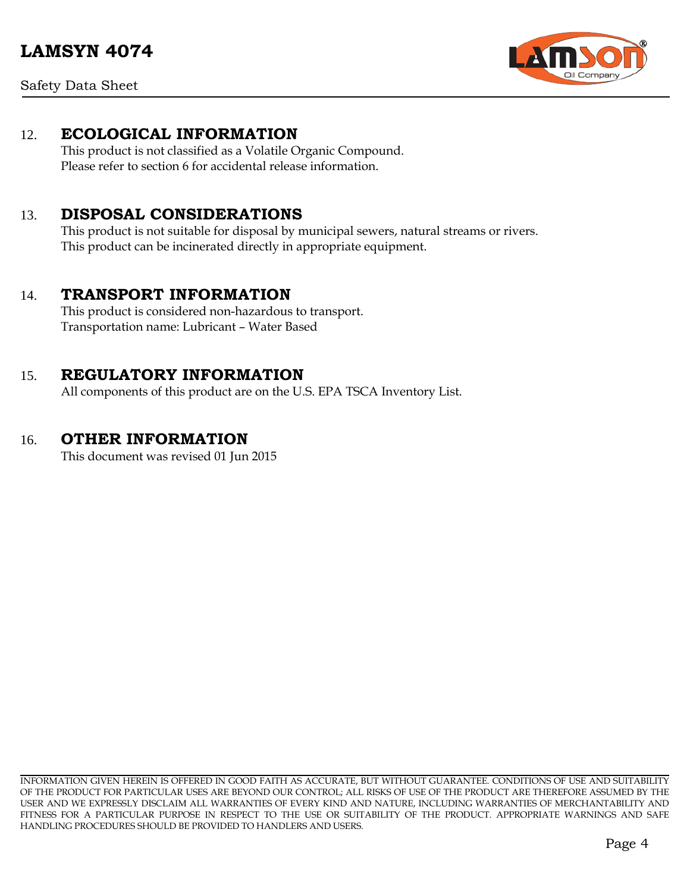## 12. ECOLOGICAL INFORMATION

This product is not classified as a Volatile Organic Compound.
Please refer to section 6 for accidental release information.

## 13. DISPOSAL CONSIDERATIONS

This product is not suitable for disposal by municipal sewers, natural streams or rivers.
This product can be incinerated directly in appropriate equipment.

## 14. TRANSPORT INFORMATION

This product is considered non-hazardous to transport.
Transportation name: Lubricant – Water Based

## 15. REGULATORY INFORMATION

All components of this product are on the U.S. EPA TSCA Inventory List.

## 16. OTHER INFORMATION

This document was revised 01 Jun 2015

INFORMATION GIVEN HEREIN IS OFFERED IN GOOD FAITH AS ACCURATE, BUT WITHOUT GUARANTEE. CONDITIONS OF USE AND SUITABILITY OF THE PRODUCT FOR PARTICULAR USES ARE BEYOND OUR CONTROL; ALL RISKS OF USE OF THE PRODUCT ARE THEREFORE ASSUMED BY THE USER AND WE EXPRESSLY DISCLAIM ALL WARRANTIES OF EVERY KIND AND NATURE, INCLUDING WARRANTIES OF MERCHANTABILITY AND FITNESS FOR A PARTICULAR PURPOSE IN RESPECT TO THE USE OR SUITABILITY OF THE PRODUCT. APPROPRIATE WARNINGS AND SAFE HANDLING PROCEDURES SHOULD BE PROVIDED TO HANDLERS AND USERS.